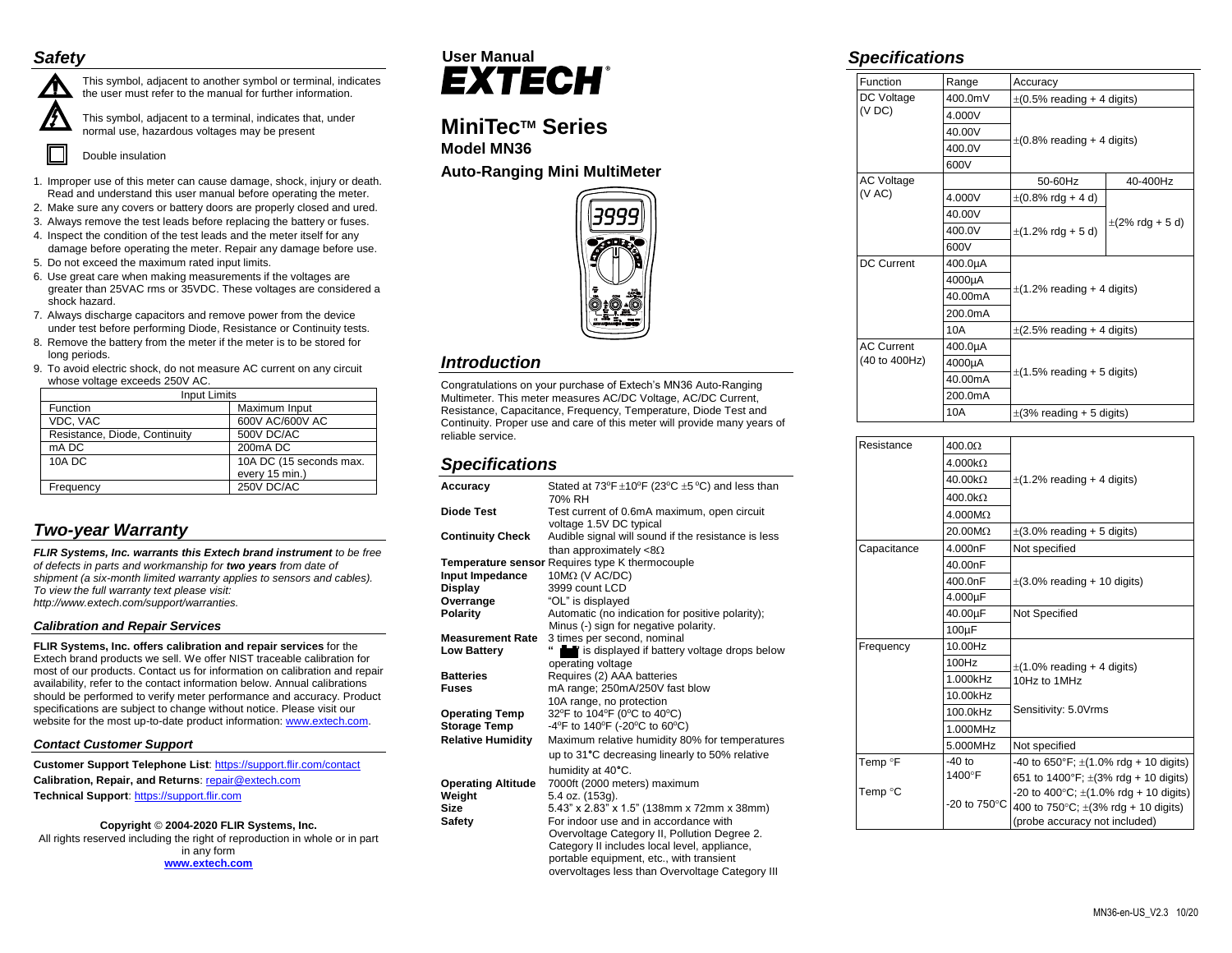## Safety

This symbol, adjacent to another symbol or terminal, indicates the user must refer to the manual for further information.

This symbol, adjacent to a terminal, indicates that, under normal use, hazardous voltages may be present

Double insulation

1. Improper use of this meter can cause damage, shock, injury or death. Read and understand this user manual before operating the meter.
2. Make sure any covers or battery doors are properly closed and ured.
3. Always remove the test leads before replacing the battery or fuses.
4. Inspect the condition of the test leads and the meter itself for any damage before operating the meter. Repair any damage before use.
5. Do not exceed the maximum rated input limits.
6. Use great care when making measurements if the voltages are greater than 25VAC rms or 35VDC. These voltages are considered a shock hazard.
7. Always discharge capacitors and remove power from the device under test before performing Diode, Resistance or Continuity tests.
8. Remove the battery from the meter if the meter is to be stored for long periods.
9. To avoid electric shock, do not measure AC current on any circuit whose voltage exceeds 250V AC.

| Input Limits | |
|---|---|
| Function | Maximum Input |
| VDC, VAC | 600V AC/600V AC |
| Resistance, Diode, Continuity | 500V DC/AC |
| mA DC | 200mA DC |
| 10A DC | 10A DC (15 seconds max. every 15 min.) |
| Frequency | 250V DC/AC |

## Two-year Warranty

***FLIR Systems, Inc. warrants this Extech brand instrument** to be free of defects in parts and workmanship for **two years** from date of shipment (a six-month limited warranty applies to sensors and cables). To view the full warranty text please visit: http://www.extech.com/support/warranties.*

### Calibration and Repair Services

**FLIR Systems, Inc. offers calibration and repair services** for the Extech brand products we sell. We offer NIST traceable calibration for most of our products. Contact us for information on calibration and repair availability, refer to the contact information below. Annual calibrations should be performed to verify meter performance and accuracy. Product specifications are subject to change without notice. Please visit our website for the most up-to-date product information: www.extech.com.

### Contact Customer Support

**Customer Support Telephone List**: https://support.flir.com/contact

**Calibration, Repair, and Returns**: repair@extech.com

**Technical Support**: https://support.flir.com

**Copyright © 2004-2020 FLIR Systems, Inc.**
All rights reserved including the right of reproduction in whole or in part in any form
**www.extech.com**

# User Manual EXTECH

# MiniTec™ Series

**Model MN36**

**Auto-Ranging Mini MultiMeter**

## Introduction

Congratulations on your purchase of Extech's MN36 Auto-Ranging Multimeter. This meter measures AC/DC Voltage, AC/DC Current, Resistance, Capacitance, Frequency, Temperature, Diode Test and Continuity. Proper use and care of this meter will provide many years of reliable service.

## Specifications

| | |
|---|---|
| **Accuracy** | Stated at 73ºF ±10ºF (23ºC ±5ºC) and less than 70% RH |
| **Diode Test** | Test current of 0.6mA maximum, open circuit voltage 1.5V DC typical |
| **Continuity Check** | Audible signal will sound if the resistance is less than approximately <8Ω |
| **Temperature sensor** | Requires type K thermocouple |
| **Input Impedance** | 10MΩ (V AC/DC) |
| **Display** | 3999 count LCD |
| **Overrange** | "OL" is displayed |
| **Polarity** | Automatic (no indication for positive polarity); Minus (-) sign for negative polarity. |
| **Measurement Rate** | 3 times per second, nominal |
| **Low Battery** | " " is displayed if battery voltage drops below operating voltage |
| **Batteries** | Requires (2) AAA batteries |
| **Fuses** | mA range; 250mA/250V fast blow; 10A range, no protection |
| **Operating Temp** | 32ºF to 104ºF (0ºC to 40ºC) |
| **Storage Temp** | -4ºF to 140ºF (-20ºC to 60ºC) |
| **Relative Humidity** | Maximum relative humidity 80% for temperatures up to 31°C decreasing linearly to 50% relative humidity at 40°C. |
| **Operating Altitude** | 7000ft (2000 meters) maximum |
| **Weight** | 5.4 oz. (153g). |
| **Size** | 5.43" x 2.83" x 1.5" (138mm x 72mm x 38mm) |
| **Safety** | For indoor use and in accordance with Overvoltage Category II, Pollution Degree 2. Category II includes local level, appliance, portable equipment, etc., with transient overvoltages less than Overvoltage Category III |

## Specifications

| Function | Range | Accuracy | |
|---|---|---|---|
| DC Voltage (V DC) | 400.0mV | ±(0.5% reading + 4 digits) | |
| | 4.000V | ±(0.8% reading + 4 digits) | |
| | 40.00V | | |
| | 400.0V | | |
| | 600V | | |
| AC Voltage (V AC) | | 50-60Hz | 40-400Hz |
| | 4.000V | ±(0.8% rdg + 4 d) | ±(2% rdg + 5 d) |
| | 40.00V | ±(1.2% rdg + 5 d) | |
| | 400.0V | | |
| | 600V | | |
| DC Current | 400.0µA | ±(1.2% reading + 4 digits) | |
| | 4000µA | | |
| | 40.00mA | | |
| | 200.0mA | | |
| | 10A | ±(2.5% reading + 4 digits) | |
| AC Current (40 to 400Hz) | 400.0µA | ±(1.5% reading + 5 digits) | |
| | 4000µA | | |
| | 40.00mA | | |
| | 200.0mA | | |
| | 10A | ±(3% reading + 5 digits) | |

| Function | Range | Accuracy |
|---|---|---|
| Resistance | 400.0Ω | ±(1.2% reading + 4 digits) |
| | 4.000kΩ | |
| | 40.00kΩ | |
| | 400.0kΩ | |
| | 4.000MΩ | |
| | 20.00MΩ | ±(3.0% reading + 5 digits) |
| Capacitance | 4.000nF | Not specified |
| | 40.00nF | ±(3.0% reading + 10 digits) |
| | 400.0nF | |
| | 4.000µF | |
| | 40.00µF | Not Specified |
| | 100µF | |
| Frequency | 10.00Hz | ±(1.0% reading + 4 digits) 10Hz to 1MHz |
| | 100Hz | |
| | 1.000kHz | |
| | 10.00kHz | Sensitivity: 5.0Vrms |
| | 100.0kHz | |
| | 1.000MHz | |
| | 5.000MHz | Not specified |
| Temp °F | -40 to 1400°F | -40 to 650°F; ±(1.0% rdg + 10 digits) 651 to 1400°F; ±(3% rdg + 10 digits) |
| Temp °C | -20 to 750°C | -20 to 400°C; ±(1.0% rdg + 10 digits) 400 to 750°C; ±(3% rdg + 10 digits) (probe accuracy not included) |

MN36-en-US_V2.3 10/20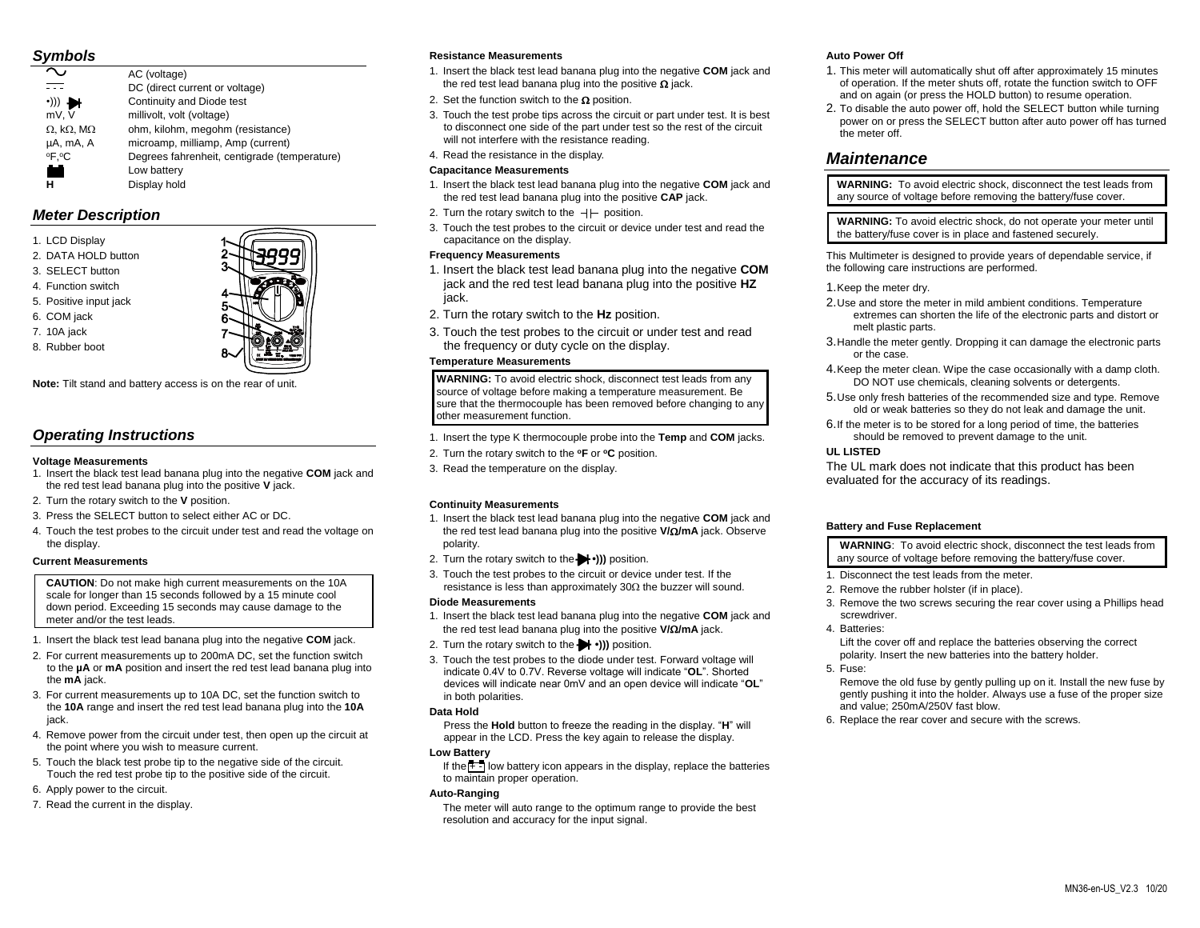## *Symbols*

| | |
|---|---|
| ~ | AC (voltage) |
| - - - | DC (direct current or voltage) |
| •))) | Continuity and Diode test |
| mV, V | millivolt, volt (voltage) |
| Ω, kΩ, MΩ | ohm, kilohm, megohm (resistance) |
| µA, mA, A | microamp, milliamp, Amp (current) |
| ºF,ºC | Degrees fahrenheit, centigrade (temperature) |
| | Low battery |
| **H** | Display hold |

## *Meter Description*

1. LCD Display
2. DATA HOLD button
3. SELECT button
4. Function switch
5. Positive input jack
6. COM jack
7. 10A jack
8. Rubber boot

**Note:** Tilt stand and battery access is on the rear of unit.

## *Operating Instructions*

#### Voltage Measurements

1. Insert the black test lead banana plug into the negative **COM** jack and the red test lead banana plug into the positive **V** jack.
2. Turn the rotary switch to the **V** position.
3. Press the SELECT button to select either AC or DC.
4. Touch the test probes to the circuit under test and read the voltage on the display.

#### Current Measurements

**CAUTION**: Do not make high current measurements on the 10A scale for longer than 15 seconds followed by a 15 minute cool down period. Exceeding 15 seconds may cause damage to the meter and/or the test leads.

1. Insert the black test lead banana plug into the negative **COM** jack.
2. For current measurements up to 200mA DC, set the function switch to the **µA** or **mA** position and insert the red test lead banana plug into the **mA** jack.
3. For current measurements up to 10A DC, set the function switch to the **10A** range and insert the red test lead banana plug into the **10A** jack.
4. Remove power from the circuit under test, then open up the circuit at the point where you wish to measure current.
5. Touch the black test probe tip to the negative side of the circuit. Touch the red test probe tip to the positive side of the circuit.
6. Apply power to the circuit.
7. Read the current in the display.

#### Resistance Measurements

1. Insert the black test lead banana plug into the negative **COM** jack and the red test lead banana plug into the positive **Ω** jack.
2. Set the function switch to the **Ω** position.
3. Touch the test probe tips across the circuit or part under test. It is best to disconnect one side of the part under test so the rest of the circuit will not interfere with the resistance reading.
4. Read the resistance in the display.

#### Capacitance Measurements

1. Insert the black test lead banana plug into the negative **COM** jack and the red test lead banana plug into the positive **CAP** jack.
2. Turn the rotary switch to the ⊣⊢ position.
3. Touch the test probes to the circuit or device under test and read the capacitance on the display.

#### Frequency Measurements

1. Insert the black test lead banana plug into the negative **COM** jack and the red test lead banana plug into the positive **HZ** jack.
2. Turn the rotary switch to the **Hz** position.
3. Touch the test probes to the circuit or under test and read the frequency or duty cycle on the display.

#### Temperature Measurements

**WARNING:** To avoid electric shock, disconnect test leads from any source of voltage before making a temperature measurement. Be sure that the thermocouple has been removed before changing to any other measurement function.

1. Insert the type K thermocouple probe into the **Temp** and **COM** jacks.
2. Turn the rotary switch to the **ºF** or **ºC** position.
3. Read the temperature on the display.

#### Continuity Measurements

1. Insert the black test lead banana plug into the negative **COM** jack and the red test lead banana plug into the positive **V/Ω/mA** jack. Observe polarity.
2. Turn the rotary switch to the **•)))** position.
3. Touch the test probes to the circuit or device under test. If the resistance is less than approximately 30Ω the buzzer will sound.

#### Diode Measurements

1. Insert the black test lead banana plug into the negative **COM** jack and the red test lead banana plug into the positive **V/Ω/mA** jack.
2. Turn the rotary switch to the **•)))** position.
3. Touch the test probes to the diode under test. Forward voltage will indicate 0.4V to 0.7V. Reverse voltage will indicate "**OL**". Shorted devices will indicate near 0mV and an open device will indicate "**OL**" in both polarities.

#### Data Hold

Press the **Hold** button to freeze the reading in the display. "**H**" will appear in the LCD. Press the key again to release the display.

#### Low Battery

If the low battery icon appears in the display, replace the batteries to maintain proper operation.

#### Auto-Ranging

The meter will auto range to the optimum range to provide the best resolution and accuracy for the input signal.

#### Auto Power Off

1. This meter will automatically shut off after approximately 15 minutes of operation. If the meter shuts off, rotate the function switch to OFF and on again (or press the HOLD button) to resume operation.
2. To disable the auto power off, hold the SELECT button while turning power on or press the SELECT button after auto power off has turned the meter off.

## *Maintenance*

**WARNING:** To avoid electric shock, disconnect the test leads from any source of voltage before removing the battery/fuse cover.

**WARNING:** To avoid electric shock, do not operate your meter until the battery/fuse cover is in place and fastened securely.

This Multimeter is designed to provide years of dependable service, if the following care instructions are performed.

1. Keep the meter dry.
2. Use and store the meter in mild ambient conditions. Temperature extremes can shorten the life of the electronic parts and distort or melt plastic parts.
3. Handle the meter gently. Dropping it can damage the electronic parts or the case.
4. Keep the meter clean. Wipe the case occasionally with a damp cloth. DO NOT use chemicals, cleaning solvents or detergents.
5. Use only fresh batteries of the recommended size and type. Remove old or weak batteries so they do not leak and damage the unit.
6. If the meter is to be stored for a long period of time, the batteries should be removed to prevent damage to the unit.

#### UL LISTED

The UL mark does not indicate that this product has been evaluated for the accuracy of its readings.

#### Battery and Fuse Replacement

**WARNING**: To avoid electric shock, disconnect the test leads from any source of voltage before removing the battery/fuse cover.

1. Disconnect the test leads from the meter.
2. Remove the rubber holster (if in place).
3. Remove the two screws securing the rear cover using a Phillips head screwdriver.
4. Batteries:
   Lift the cover off and replace the batteries observing the correct polarity. Insert the new batteries into the battery holder.
5. Fuse:
   Remove the old fuse by gently pulling up on it. Install the new fuse by gently pushing it into the holder. Always use a fuse of the proper size and value; 250mA/250V fast blow.
6. Replace the rear cover and secure with the screws.

MN36-en-US_V2.3 10/20